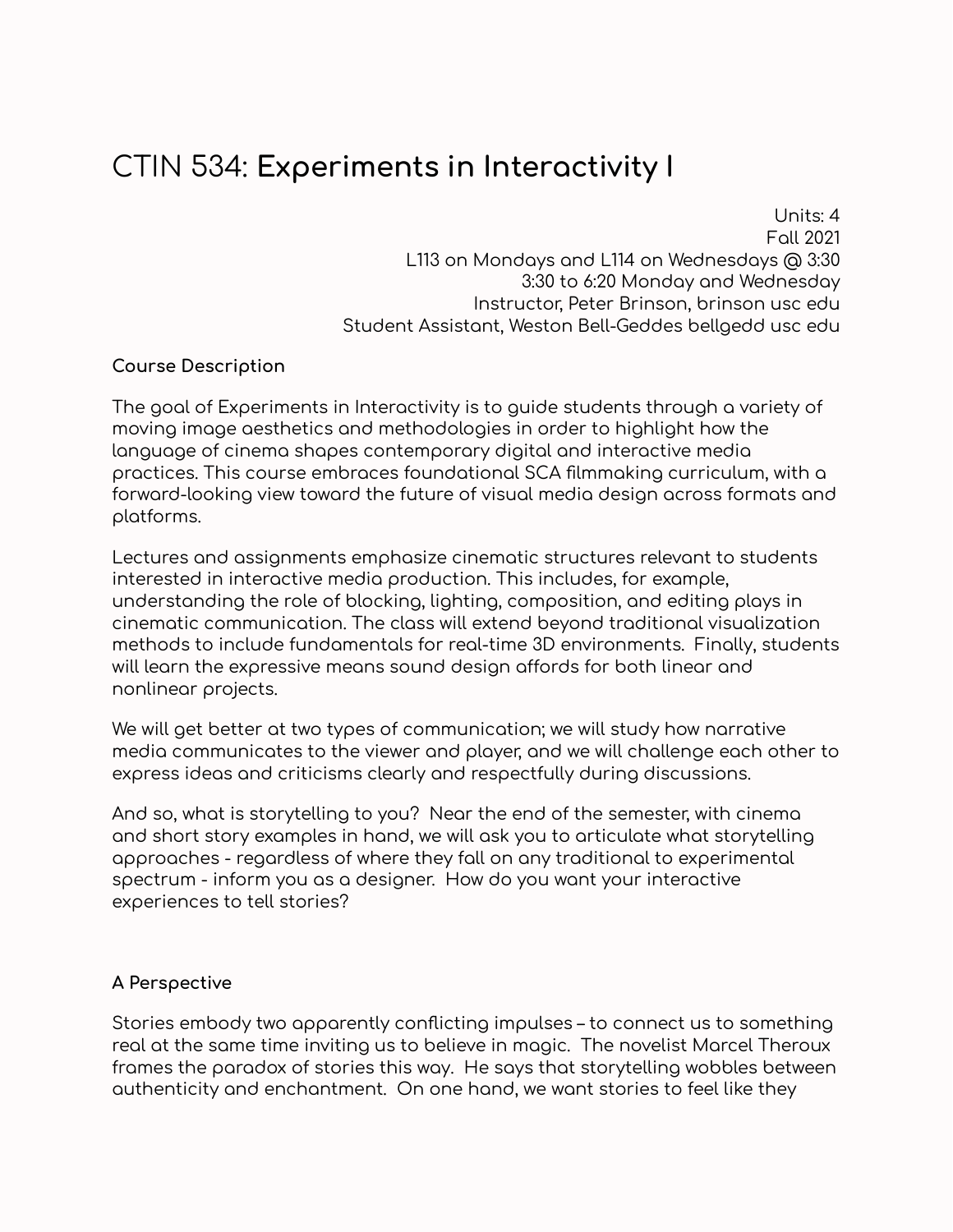# CTIN 534: **Experiments in Interactivity I**

Units: 4
Fall 2021
L113 on Mondays and L114 on Wednesdays @ 3:30
3:30 to 6:20 Monday and Wednesday
Instructor, Peter Brinson, brinson usc edu
Student Assistant, Weston Bell-Geddes bellgedd usc edu

**Course Description**

The goal of Experiments in Interactivity is to guide students through a variety of moving image aesthetics and methodologies in order to highlight how the language of cinema shapes contemporary digital and interactive media practices. This course embraces foundational SCA filmmaking curriculum, with a forward-looking view toward the future of visual media design across formats and platforms.

Lectures and assignments emphasize cinematic structures relevant to students interested in interactive media production. This includes, for example, understanding the role of blocking, lighting, composition, and editing plays in cinematic communication. The class will extend beyond traditional visualization methods to include fundamentals for real-time 3D environments. Finally, students will learn the expressive means sound design affords for both linear and nonlinear projects.

We will get better at two types of communication; we will study how narrative media communicates to the viewer and player, and we will challenge each other to express ideas and criticisms clearly and respectfully during discussions.

And so, what is storytelling to you? Near the end of the semester, with cinema and short story examples in hand, we will ask you to articulate what storytelling approaches - regardless of where they fall on any traditional to experimental spectrum - inform you as a designer. How do you want your interactive experiences to tell stories?

**A Perspective**

Stories embody two apparently conflicting impulses – to connect us to something real at the same time inviting us to believe in magic. The novelist Marcel Theroux frames the paradox of stories this way. He says that storytelling wobbles between authenticity and enchantment. On one hand, we want stories to feel like they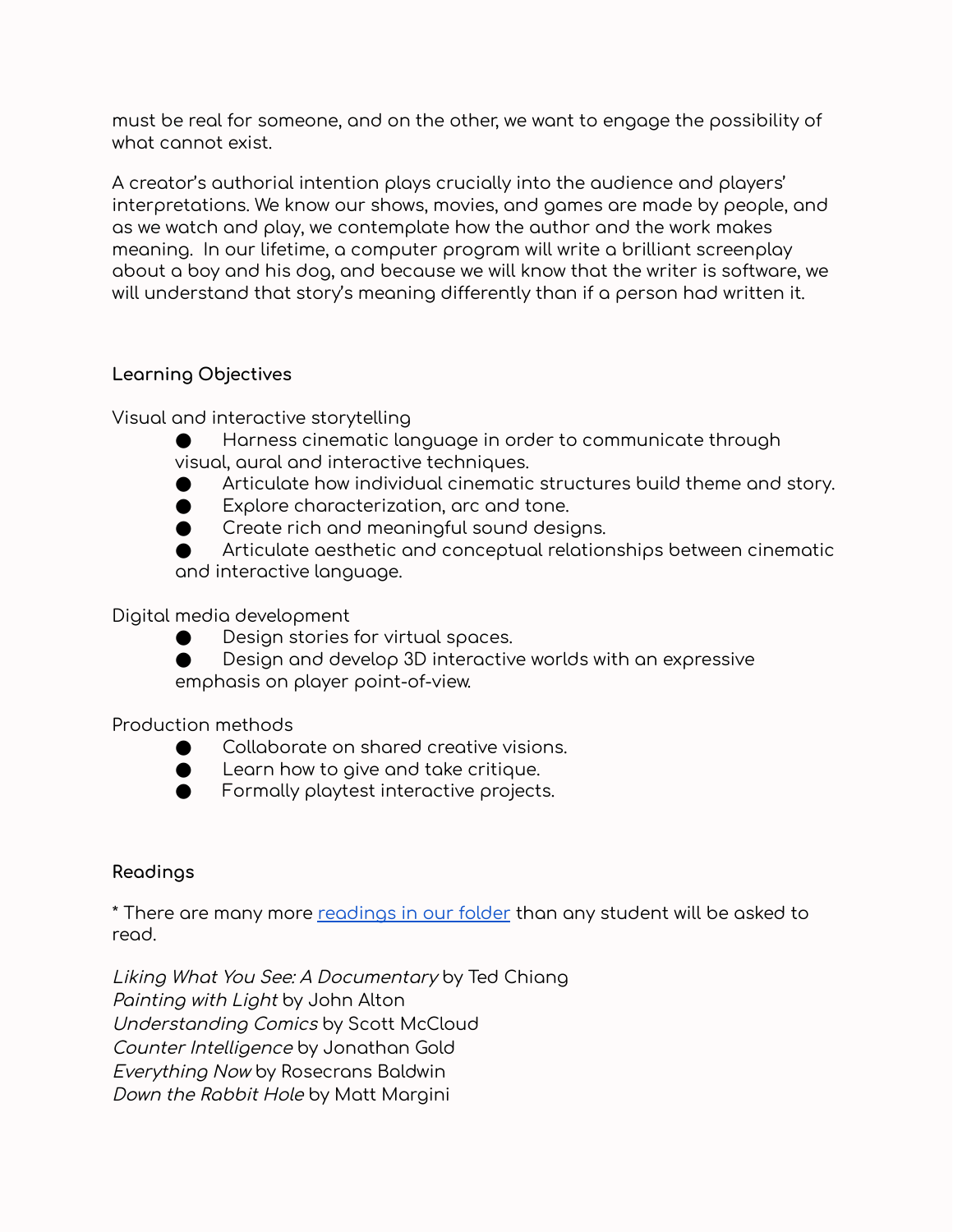must be real for someone, and on the other, we want to engage the possibility of what cannot exist.

A creator's authorial intention plays crucially into the audience and players' interpretations. We know our shows, movies, and games are made by people, and as we watch and play, we contemplate how the author and the work makes meaning. In our lifetime, a computer program will write a brilliant screenplay about a boy and his dog, and because we will know that the writer is software, we will understand that story's meaning differently than if a person had written it.

**Learning Objectives**

Visual and interactive storytelling

- Harness cinematic language in order to communicate through visual, aural and interactive techniques.
- Articulate how individual cinematic structures build theme and story.
- Explore characterization, arc and tone.
- Create rich and meaningful sound designs.
- Articulate aesthetic and conceptual relationships between cinematic and interactive language.

Digital media development

- Design stories for virtual spaces.
- Design and develop 3D interactive worlds with an expressive emphasis on player point-of-view.

Production methods

- Collaborate on shared creative visions.
- Learn how to give and take critique.
- Formally playtest interactive projects.

**Readings**

* There are many more [readings in our folder]() than any student will be asked to read.

*Liking What You See: A Documentary* by Ted Chiang
*Painting with Light* by John Alton
*Understanding Comics* by Scott McCloud
*Counter Intelligence* by Jonathan Gold
*Everything Now* by Rosecrans Baldwin
*Down the Rabbit Hole* by Matt Margini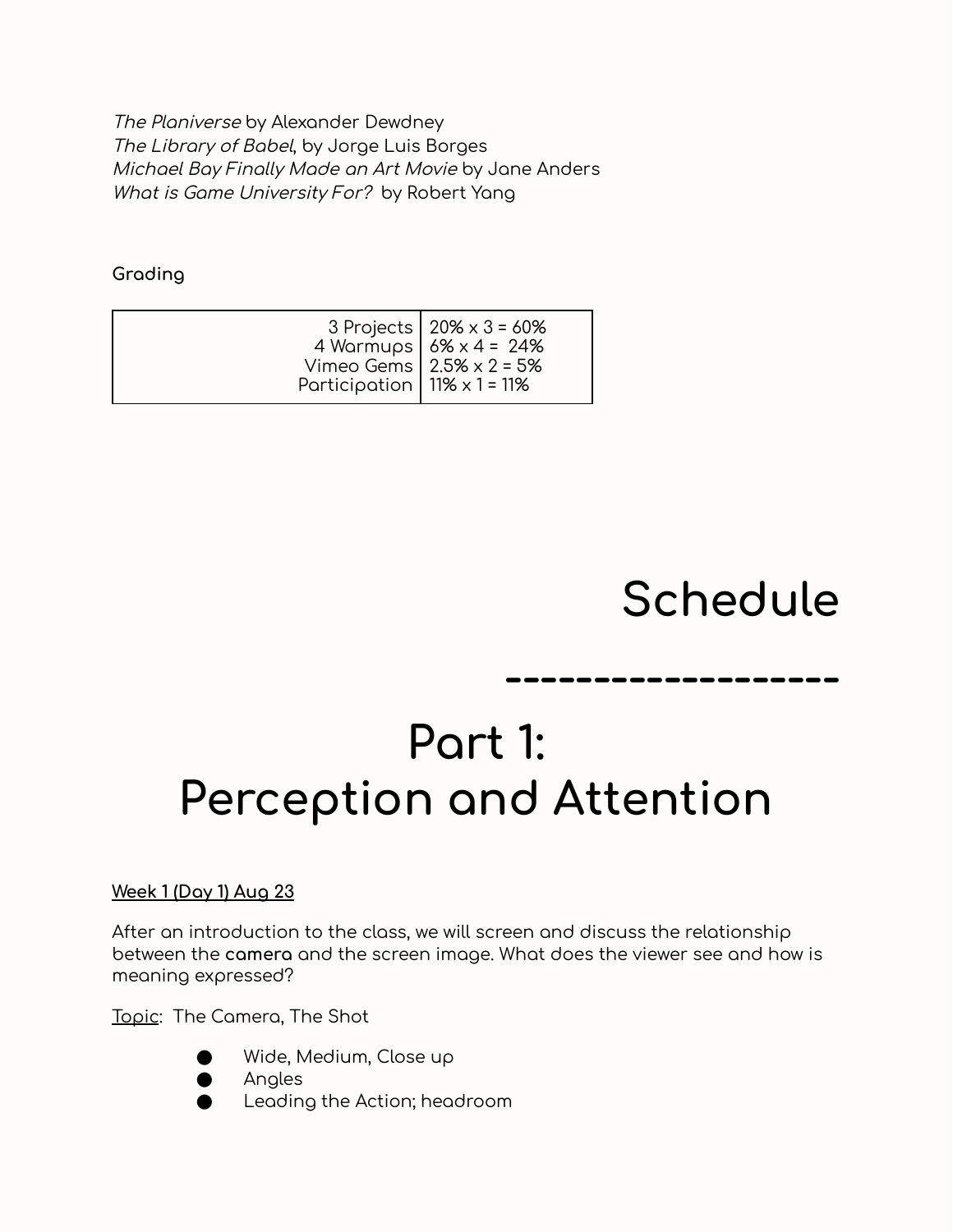*The Planiverse* by Alexander Dewdney
*The Library of Babel*, by Jorge Luis Borges
*Michael Bay Finally Made an Art Movie* by Jane Anders
*What is Game University For?* by Robert Yang

**Grading**

| | |
|---|---|
| 3 Projects | 20% x 3 = 60% |
| 4 Warmups | 6% x 4 = 24% |
| Vimeo Gems | 2.5% x 2 = 5% |
| Participation | 11% x 1 = 11% |

# Schedule

--------------------

# Part 1: Perception and Attention

**Week 1 (Day 1) Aug 23**

After an introduction to the class, we will screen and discuss the relationship between the **camera** and the screen image. What does the viewer see and how is meaning expressed?

Topic: The Camera, The Shot

- Wide, Medium, Close up
- Angles
- Leading the Action; headroom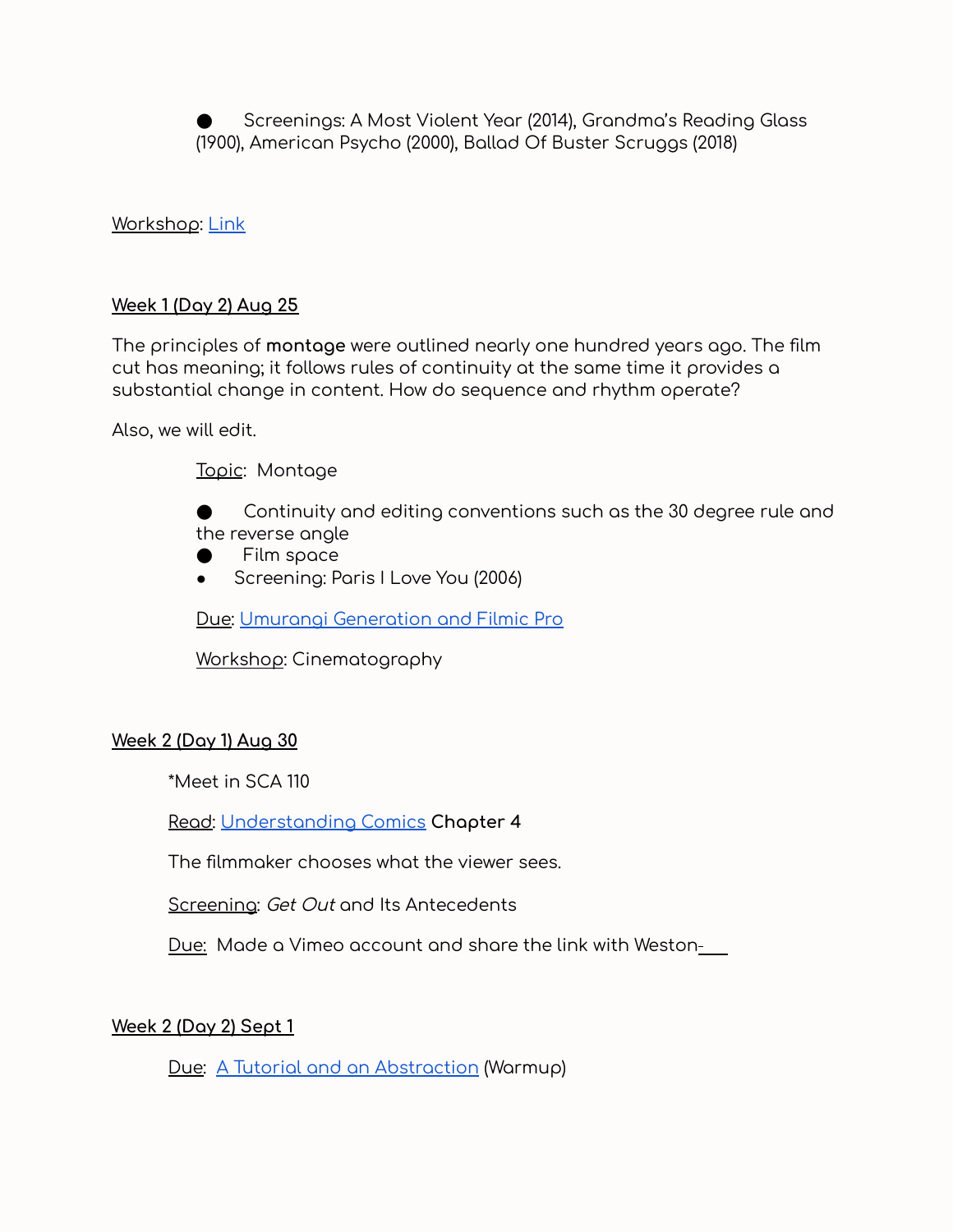- Screenings: A Most Violent Year (2014), Grandma's Reading Glass (1900), American Psycho (2000), Ballad Of Buster Scruggs (2018)

Workshop: Link

**Week 1 (Day 2) Aug 25**

The principles of **montage** were outlined nearly one hundred years ago. The film cut has meaning; it follows rules of continuity at the same time it provides a substantial change in content. How do sequence and rhythm operate?

Also, we will edit.

Topic: Montage

- Continuity and editing conventions such as the 30 degree rule and the reverse angle
- Film space
- Screening: Paris I Love You (2006)

Due: Umurangi Generation and Filmic Pro

Workshop: Cinematography

**Week 2 (Day 1) Aug 30**

*Meet in SCA 110

Read: Understanding Comics **Chapter 4**

The filmmaker chooses what the viewer sees.

Screening: *Get Out* and Its Antecedents

Due: Made a Vimeo account and share the link with Weston-___

**Week 2 (Day 2) Sept 1**

Due: A Tutorial and an Abstraction (Warmup)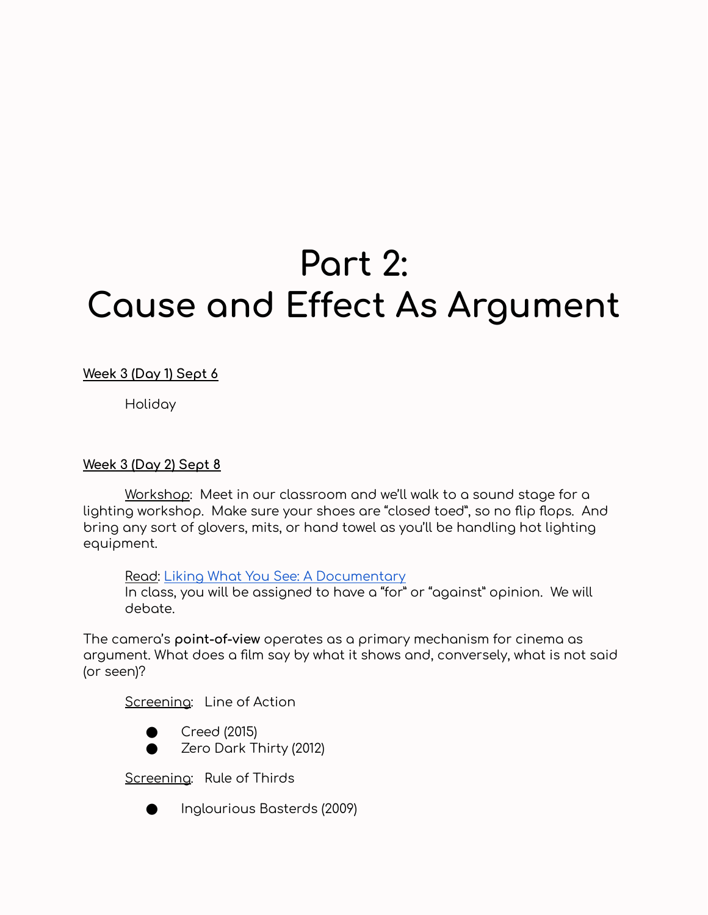# Part 2: Cause and Effect As Argument

**Week 3 (Day 1) Sept 6**

Holiday

**Week 3 (Day 2) Sept 8**

Workshop: Meet in our classroom and we'll walk to a sound stage for a lighting workshop. Make sure your shoes are "closed toed", so no flip flops. And bring any sort of glovers, mits, or hand towel as you'll be handling hot lighting equipment.

Read: Liking What You See: A Documentary
In class, you will be assigned to have a "for" or "against" opinion. We will debate.

The camera's **point-of-view** operates as a primary mechanism for cinema as argument. What does a film say by what it shows and, conversely, what is not said (or seen)?

Screening: Line of Action

- Creed (2015)
- Zero Dark Thirty (2012)

Screening: Rule of Thirds

- Inglourious Basterds (2009)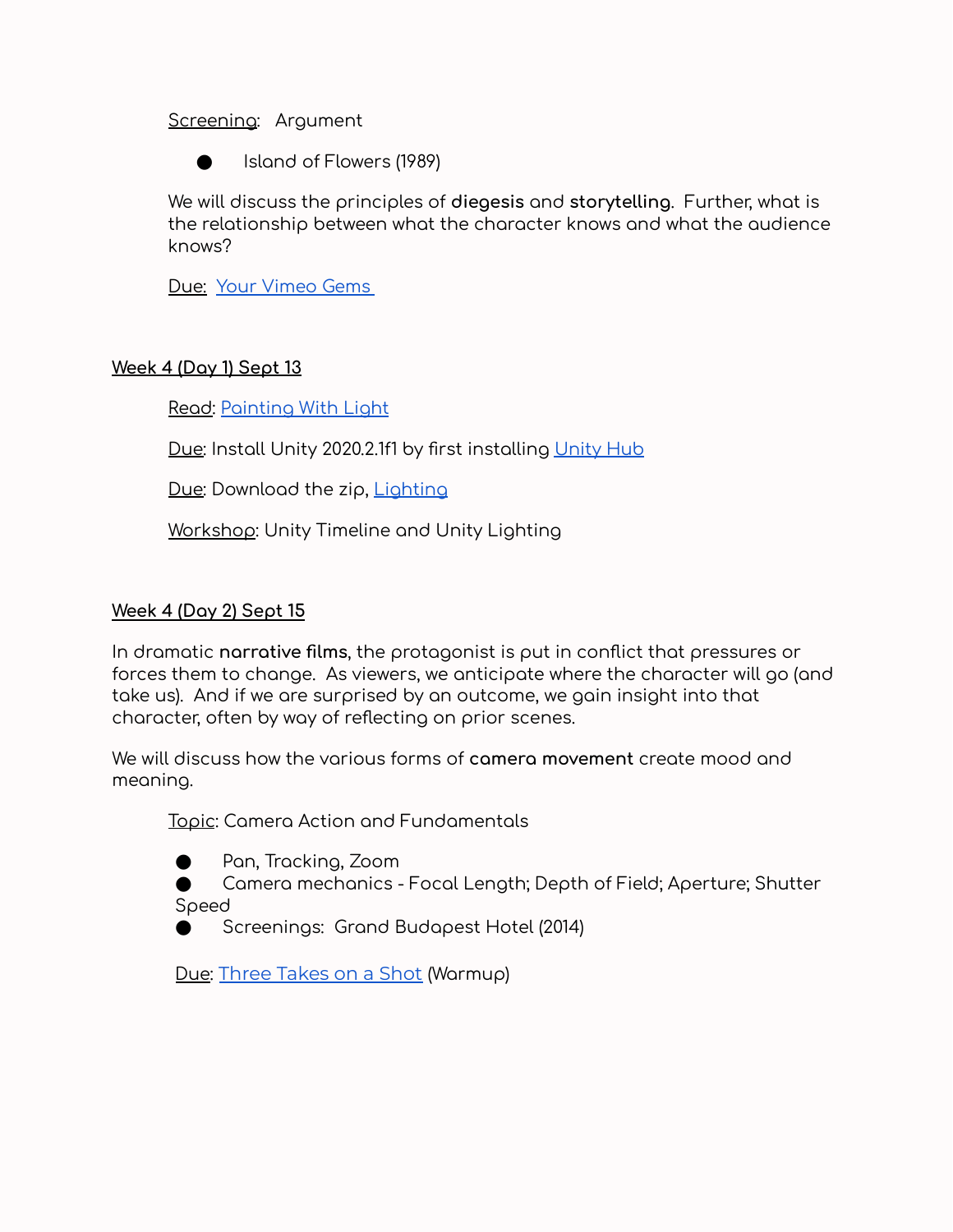Screening: Argument

- Island of Flowers (1989)

We will discuss the principles of **diegesis** and **storytelling**. Further, what is the relationship between what the character knows and what the audience knows?

Due: Your Vimeo Gems

## Week 4 (Day 1) Sept 13

Read: Painting With Light

Due: Install Unity 2020.2.1f1 by first installing Unity Hub

Due: Download the zip, Lighting

Workshop: Unity Timeline and Unity Lighting

## Week 4 (Day 2) Sept 15

In dramatic **narrative films**, the protagonist is put in conflict that pressures or forces them to change. As viewers, we anticipate where the character will go (and take us). And if we are surprised by an outcome, we gain insight into that character, often by way of reflecting on prior scenes.

We will discuss how the various forms of **camera movement** create mood and meaning.

Topic: Camera Action and Fundamentals

- Pan, Tracking, Zoom
- Camera mechanics - Focal Length; Depth of Field; Aperture; Shutter Speed
- Screenings: Grand Budapest Hotel (2014)

Due: Three Takes on a Shot (Warmup)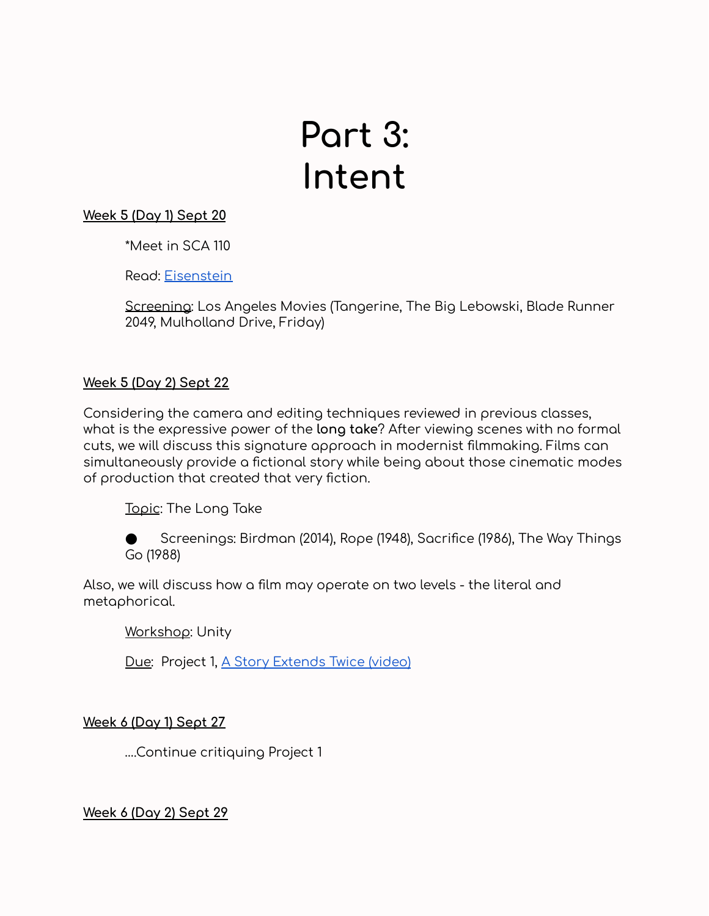# Part 3: Intent

**Week 5 (Day 1) Sept 20**

*Meet in SCA 110

Read: Eisenstein

Screening: Los Angeles Movies (Tangerine, The Big Lebowski, Blade Runner 2049, Mulholland Drive, Friday)

**Week 5 (Day 2) Sept 22**

Considering the camera and editing techniques reviewed in previous classes, what is the expressive power of the **long take**? After viewing scenes with no formal cuts, we will discuss this signature approach in modernist filmmaking. Films can simultaneously provide a fictional story while being about those cinematic modes of production that created that very fiction.

Topic: The Long Take

- Screenings: Birdman (2014), Rope (1948), Sacrifice (1986), The Way Things Go (1988)

Also, we will discuss how a film may operate on two levels - the literal and metaphorical.

Workshop: Unity

Due: Project 1, A Story Extends Twice (video)

**Week 6 (Day 1) Sept 27**

....Continue critiquing Project 1

**Week 6 (Day 2) Sept 29**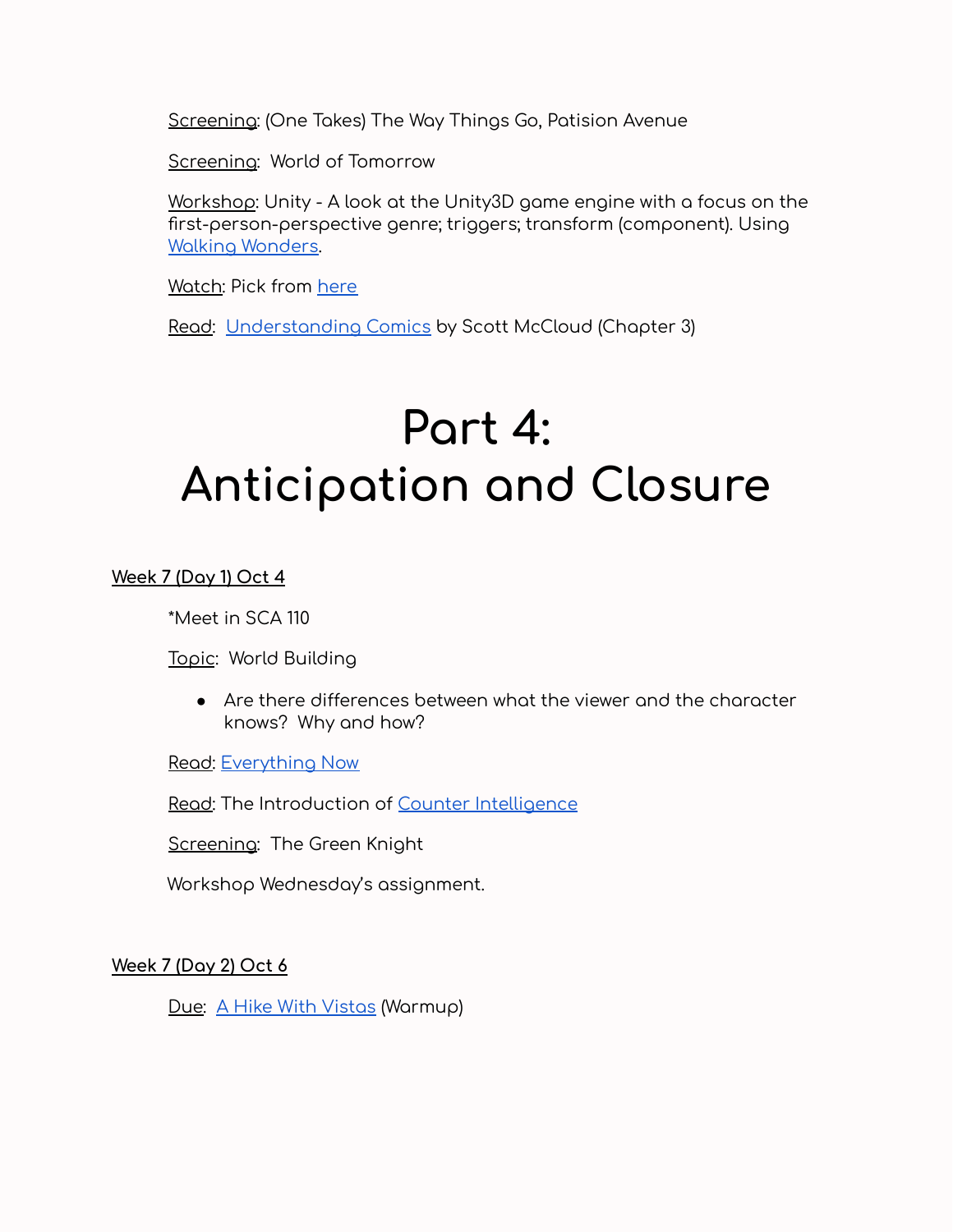Screening: (One Takes) The Way Things Go, Patision Avenue

Screening: World of Tomorrow

Workshop: Unity - A look at the Unity3D game engine with a focus on the first-person-perspective genre; triggers; transform (component). Using Walking Wonders.

Watch: Pick from here

Read: Understanding Comics by Scott McCloud (Chapter 3)

# Part 4:
# Anticipation and Closure

**Week 7 (Day 1) Oct 4**

*Meet in SCA 110

Topic: World Building

- Are there differences between what the viewer and the character knows? Why and how?

Read: Everything Now

Read: The Introduction of Counter Intelligence

Screening: The Green Knight

Workshop Wednesday's assignment.

**Week 7 (Day 2) Oct 6**

Due: A Hike With Vistas (Warmup)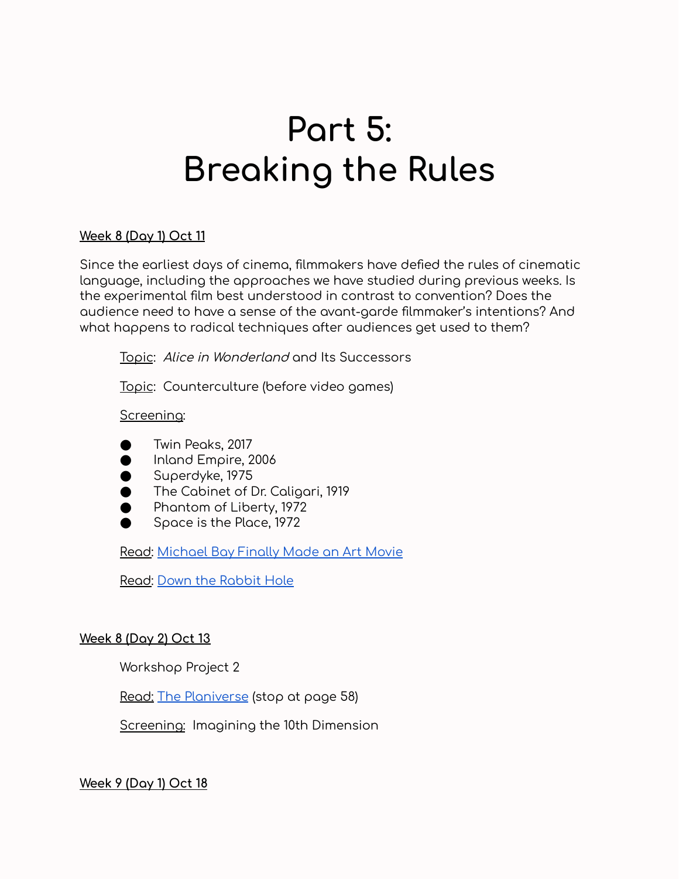# Part 5:
# Breaking the Rules

<u>**Week 8 (Day 1) Oct 11**</u>

Since the earliest days of cinema, filmmakers have defied the rules of cinematic language, including the approaches we have studied during previous weeks. Is the experimental film best understood in contrast to convention? Does the audience need to have a sense of the avant-garde filmmaker's intentions? And what happens to radical techniques after audiences get used to them?

<u>Topic</u>: *Alice in Wonderland* and Its Successors

<u>Topic</u>: Counterculture (before video games)

<u>Screening</u>:

- Twin Peaks, 2017
- Inland Empire, 2006
- Superdyke, 1975
- The Cabinet of Dr. Caligari, 1919
- Phantom of Liberty, 1972
- Space is the Place, 1972

<u>Read</u>: Michael Bay Finally Made an Art Movie

<u>Read</u>: Down the Rabbit Hole

<u>**Week 8 (Day 2) Oct 13**</u>

Workshop Project 2

<u>Read:</u> The Planiverse (stop at page 58)

<u>Screening:</u> Imagining the 10th Dimension

<u>**Week 9 (Day 1) Oct 18**</u>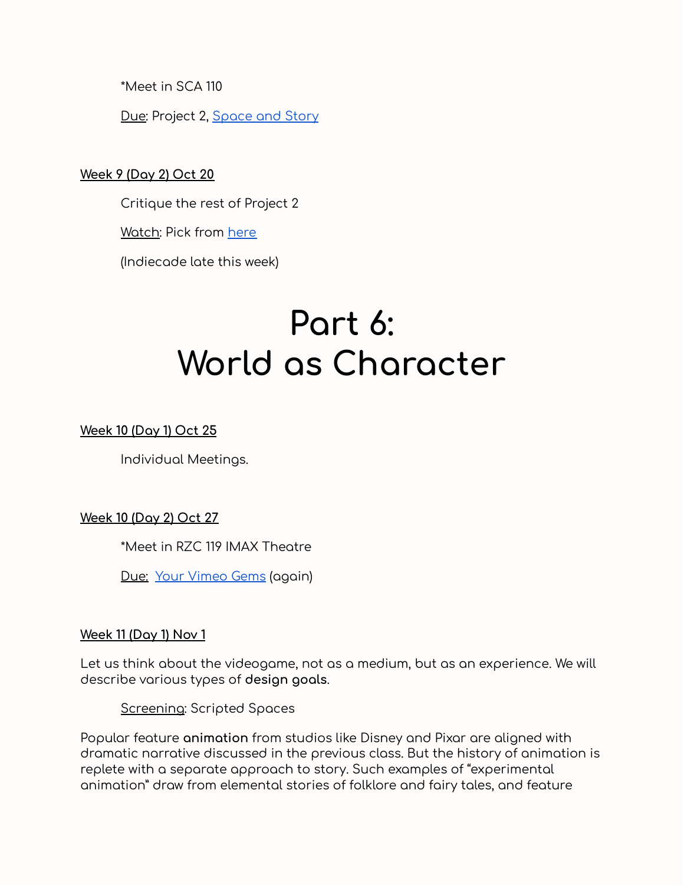*Meet in SCA 110

<u>Due</u>: Project 2, [Space and Story]()

**<u>Week 9 (Day 2) Oct 20</u>**

Critique the rest of Project 2

<u>Watch</u>: Pick from [here]()

(Indiecade late this week)

# Part 6: World as Character

**<u>Week 10 (Day 1) Oct 25</u>**

Individual Meetings.

**<u>Week 10 (Day 2) Oct 27</u>**

*Meet in RZC 119 IMAX Theatre

<u>Due:</u> [Your Vimeo Gems]() (again)

**<u>Week 11 (Day 1) Nov 1</u>**

Let us think about the videogame, not as a medium, but as an experience. We will describe various types of **design goals**.

<u>Screening</u>: Scripted Spaces

Popular feature **animation** from studios like Disney and Pixar are aligned with dramatic narrative discussed in the previous class. But the history of animation is replete with a separate approach to story. Such examples of "experimental animation" draw from elemental stories of folklore and fairy tales, and feature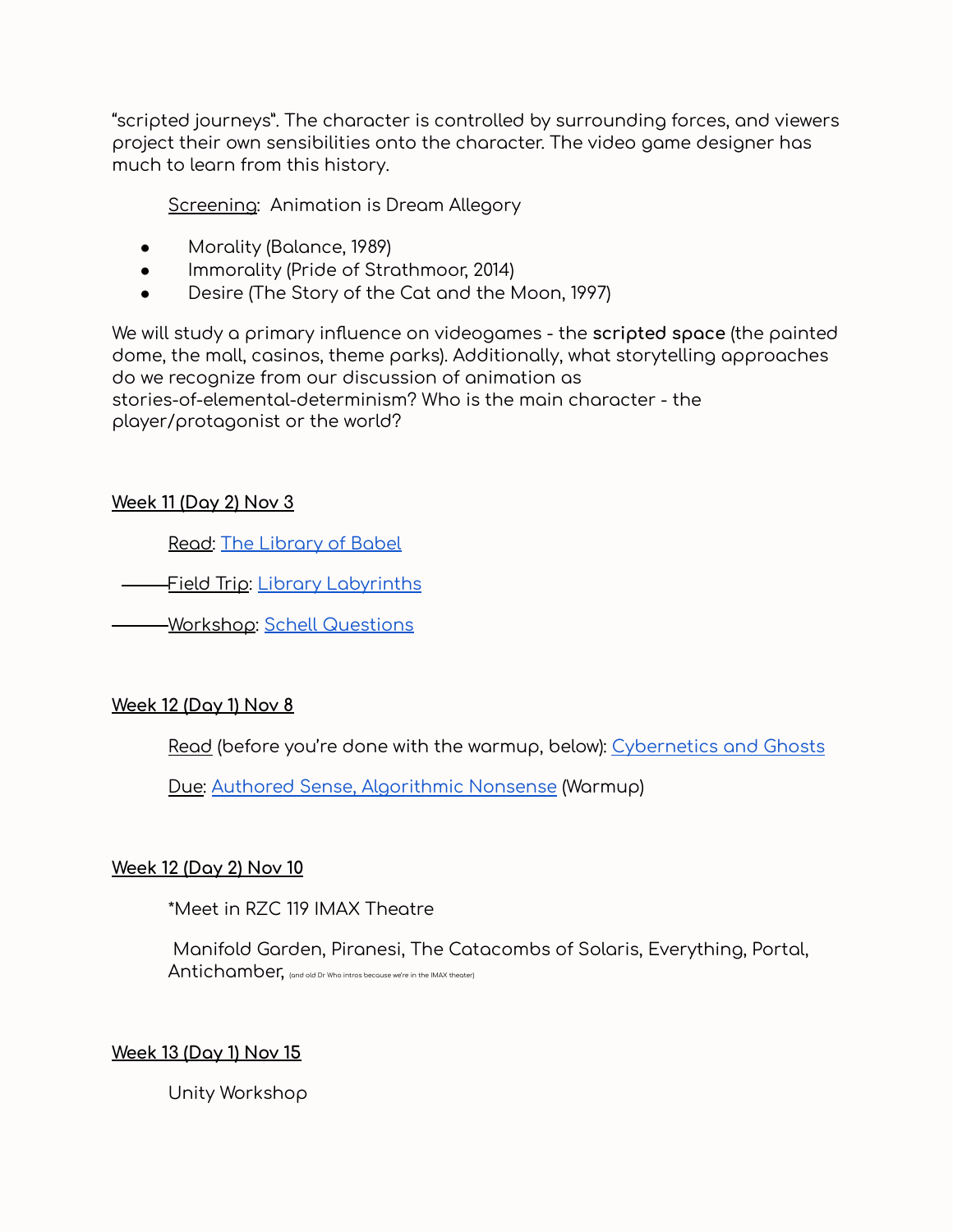"scripted journeys". The character is controlled by surrounding forces, and viewers project their own sensibilities onto the character. The video game designer has much to learn from this history.

Screening: Animation is Dream Allegory

- Morality (Balance, 1989)
- Immorality (Pride of Strathmoor, 2014)
- Desire (The Story of the Cat and the Moon, 1997)

We will study a primary influence on videogames - the **scripted space** (the painted dome, the mall, casinos, theme parks). Additionally, what storytelling approaches do we recognize from our discussion of animation as stories-of-elemental-determinism? Who is the main character - the player/protagonist or the world?

**Week 11 (Day 2) Nov 3**

Read: The Library of Babel

~~Field Trip~~: Library Labyrinths

~~Workshop~~: Schell Questions

**Week 12 (Day 1) Nov 8**

Read (before you're done with the warmup, below): Cybernetics and Ghosts

Due: Authored Sense, Algorithmic Nonsense (Warmup)

**Week 12 (Day 2) Nov 10**

*Meet in RZC 119 IMAX Theatre

Manifold Garden, Piranesi, The Catacombs of Solaris, Everything, Portal, Antichamber, (and old Dr Who intros because we're in the IMAX theater)

**Week 13 (Day 1) Nov 15**

Unity Workshop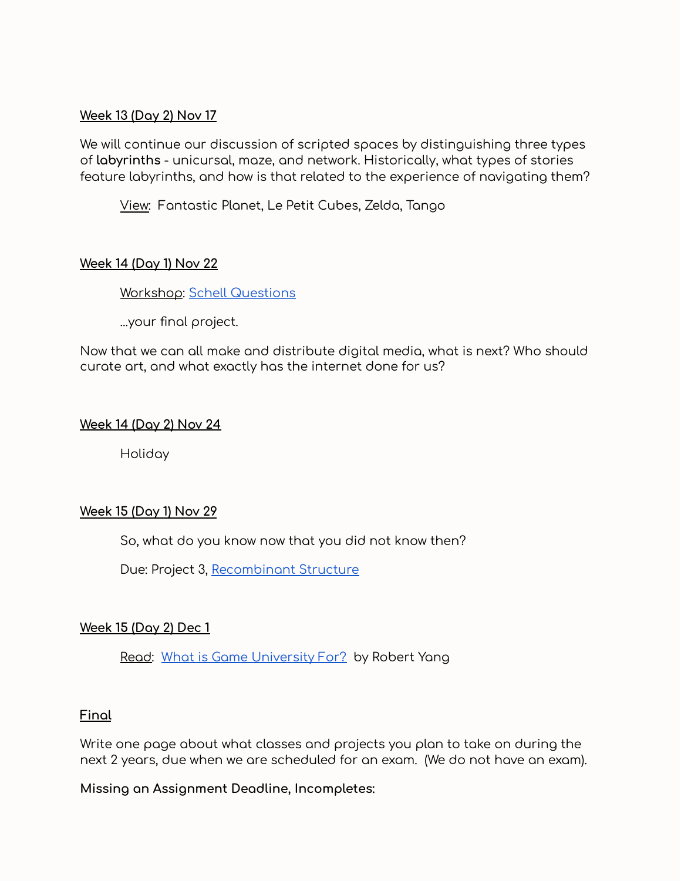**Week 13 (Day 2) Nov 17**

We will continue our discussion of scripted spaces by distinguishing three types of **labyrinths** - unicursal, maze, and network. Historically, what types of stories feature labyrinths, and how is that related to the experience of navigating them?

> View: Fantastic Planet, Le Petit Cubes, Zelda, Tango

**Week 14 (Day 1) Nov 22**

> Workshop: Schell Questions
>
> ...your final project.

Now that we can all make and distribute digital media, what is next? Who should curate art, and what exactly has the internet done for us?

**Week 14 (Day 2) Nov 24**

> Holiday

**Week 15 (Day 1) Nov 29**

> So, what do you know now that you did not know then?
>
> Due: Project 3, Recombinant Structure

**Week 15 (Day 2) Dec 1**

> Read: What is Game University For? by Robert Yang

**Final**

Write one page about what classes and projects you plan to take on during the next 2 years, due when we are scheduled for an exam. (We do not have an exam).

**Missing an Assignment Deadline, Incompletes:**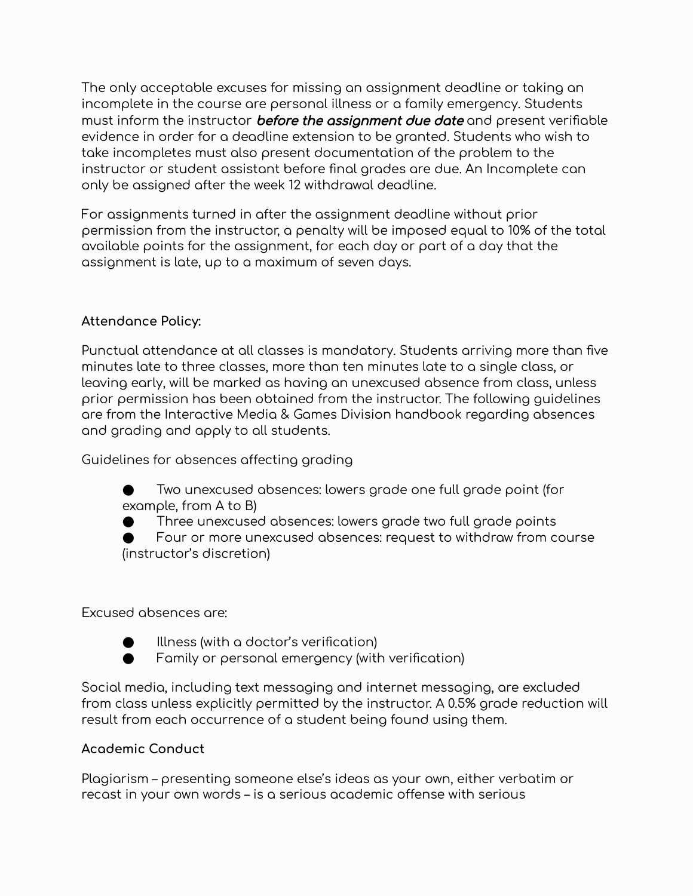The only acceptable excuses for missing an assignment deadline or taking an incomplete in the course are personal illness or a family emergency. Students must inform the instructor ***before the assignment due date*** and present verifiable evidence in order for a deadline extension to be granted. Students who wish to take incompletes must also present documentation of the problem to the instructor or student assistant before final grades are due. An Incomplete can only be assigned after the week 12 withdrawal deadline.

For assignments turned in after the assignment deadline without prior permission from the instructor, a penalty will be imposed equal to 10% of the total available points for the assignment, for each day or part of a day that the assignment is late, up to a maximum of seven days.

**Attendance Policy:**

Punctual attendance at all classes is mandatory. Students arriving more than five minutes late to three classes, more than ten minutes late to a single class, or leaving early, will be marked as having an unexcused absence from class, unless prior permission has been obtained from the instructor. The following guidelines are from the Interactive Media & Games Division handbook regarding absences and grading and apply to all students.

Guidelines for absences affecting grading

- Two unexcused absences: lowers grade one full grade point (for example, from A to B)
- Three unexcused absences: lowers grade two full grade points
- Four or more unexcused absences: request to withdraw from course (instructor's discretion)

Excused absences are:

- Illness (with a doctor's verification)
- Family or personal emergency (with verification)

Social media, including text messaging and internet messaging, are excluded from class unless explicitly permitted by the instructor. A 0.5% grade reduction will result from each occurrence of a student being found using them.

**Academic Conduct**

Plagiarism – presenting someone else's ideas as your own, either verbatim or recast in your own words – is a serious academic offense with serious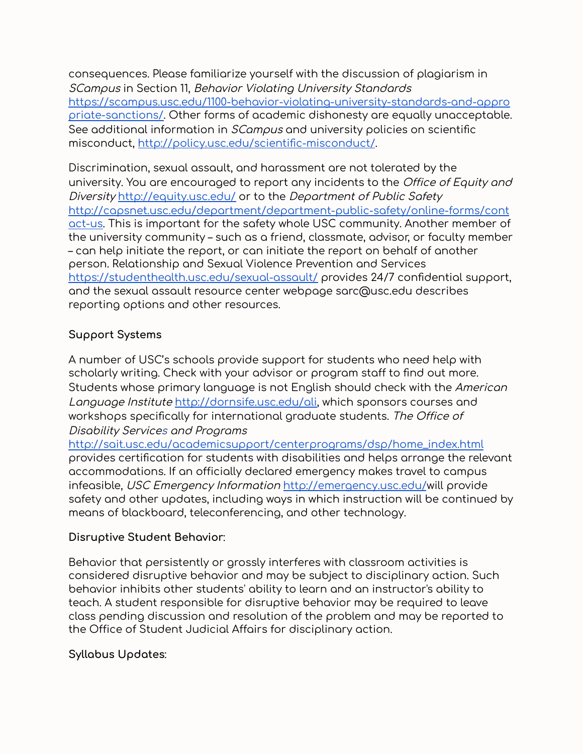consequences. Please familiarize yourself with the discussion of plagiarism in *SCampus* in Section 11, *Behavior Violating University Standards* https://scampus.usc.edu/1100-behavior-violating-university-standards-and-appropriate-sanctions/. Other forms of academic dishonesty are equally unacceptable. See additional information in *SCampus* and university policies on scientific misconduct, http://policy.usc.edu/scientific-misconduct/.

Discrimination, sexual assault, and harassment are not tolerated by the university. You are encouraged to report any incidents to the *Office of Equity and Diversity* http://equity.usc.edu/ or to the *Department of Public Safety* http://capsnet.usc.edu/department/department-public-safety/online-forms/contact-us. This is important for the safety whole USC community. Another member of the university community – such as a friend, classmate, advisor, or faculty member – can help initiate the report, or can initiate the report on behalf of another person. Relationship and Sexual Violence Prevention and Services https://studenthealth.usc.edu/sexual-assault/ provides 24/7 confidential support, and the sexual assault resource center webpage sarc@usc.edu describes reporting options and other resources.

**Support Systems**

A number of USC's schools provide support for students who need help with scholarly writing. Check with your advisor or program staff to find out more. Students whose primary language is not English should check with the *American Language Institute* http://dornsife.usc.edu/ali, which sponsors courses and workshops specifically for international graduate students. *The Office of Disability Services and Programs* http://sait.usc.edu/academicsupport/centerprograms/dsp/home_index.html provides certification for students with disabilities and helps arrange the relevant accommodations. If an officially declared emergency makes travel to campus infeasible, *USC Emergency Information* http://emergency.usc.edu/will provide safety and other updates, including ways in which instruction will be continued by means of blackboard, teleconferencing, and other technology.

**Disruptive Student Behavior**:

Behavior that persistently or grossly interferes with classroom activities is considered disruptive behavior and may be subject to disciplinary action. Such behavior inhibits other students' ability to learn and an instructor's ability to teach. A student responsible for disruptive behavior may be required to leave class pending discussion and resolution of the problem and may be reported to the Office of Student Judicial Affairs for disciplinary action.

**Syllabus Updates**: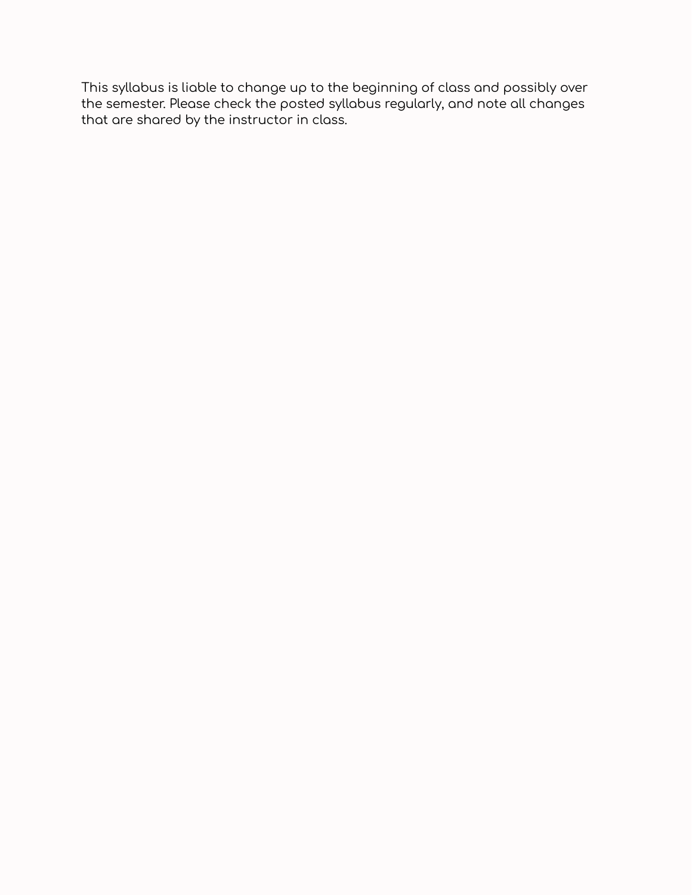This syllabus is liable to change up to the beginning of class and possibly over the semester. Please check the posted syllabus regularly, and note all changes that are shared by the instructor in class.